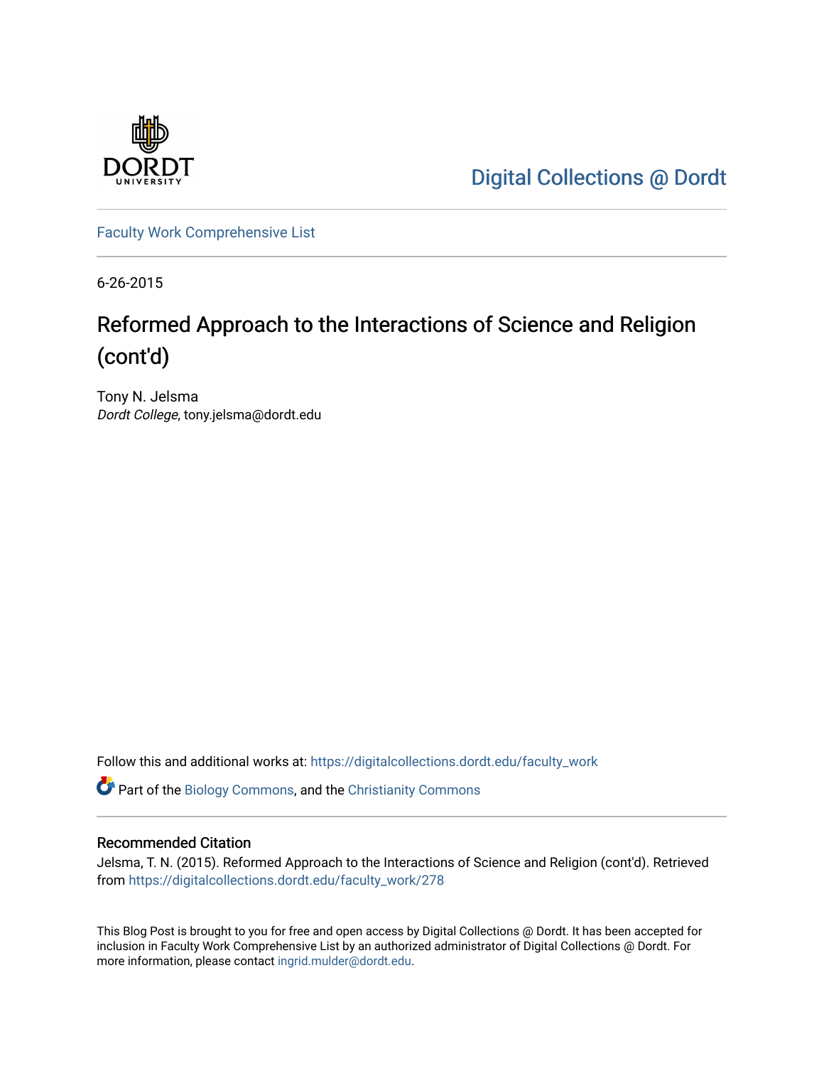Digital Collections @ Dordt

Faculty Work Comprehensive List

6-26-2015

# Reformed Approach to the Interactions of Science and Religion (cont'd)

Tony N. Jelsma
*Dordt College*, tony.jelsma@dordt.edu

Follow this and additional works at: https://digitalcollections.dordt.edu/faculty_work

Part of the Biology Commons, and the Christianity Commons

## Recommended Citation

Jelsma, T. N. (2015). Reformed Approach to the Interactions of Science and Religion (cont'd). Retrieved from https://digitalcollections.dordt.edu/faculty_work/278

This Blog Post is brought to you for free and open access by Digital Collections @ Dordt. It has been accepted for inclusion in Faculty Work Comprehensive List by an authorized administrator of Digital Collections @ Dordt. For more information, please contact ingrid.mulder@dordt.edu.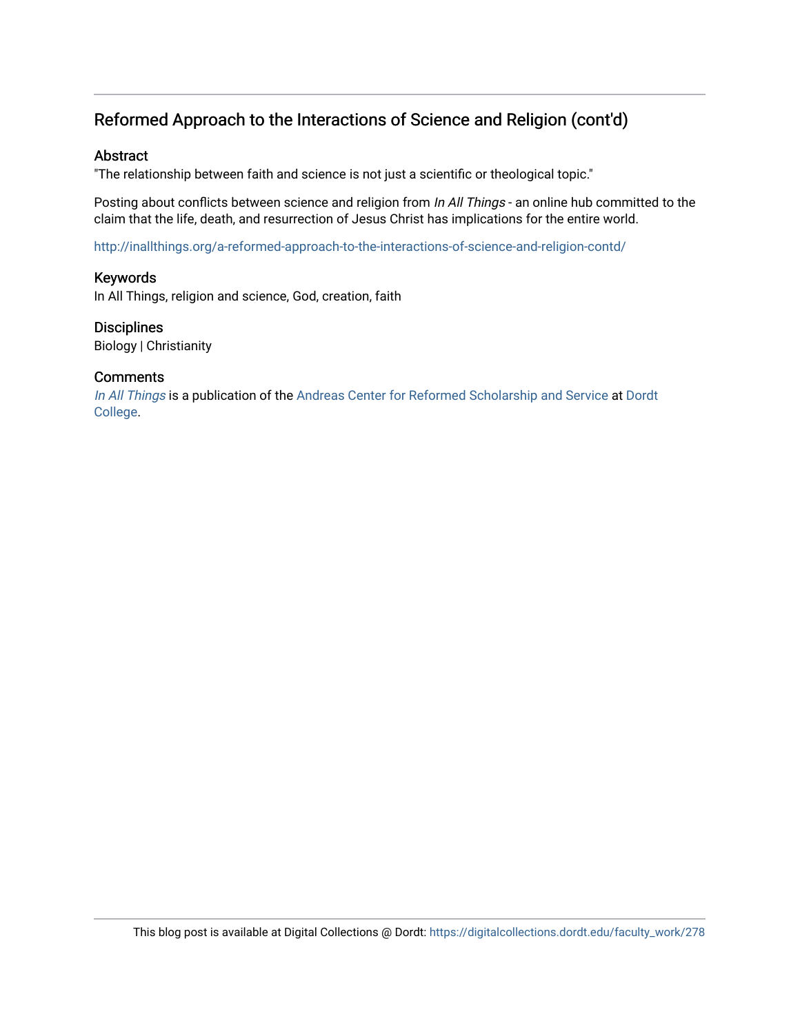## Reformed Approach to the Interactions of Science and Religion (cont'd)

### Abstract

"The relationship between faith and science is not just a scientific or theological topic."

Posting about conflicts between science and religion from *In All Things* - an online hub committed to the claim that the life, death, and resurrection of Jesus Christ has implications for the entire world.

http://inallthings.org/a-reformed-approach-to-the-interactions-of-science-and-religion-contd/

### Keywords

In All Things, religion and science, God, creation, faith

### Disciplines

Biology | Christianity

### Comments

*In All Things* is a publication of the Andreas Center for Reformed Scholarship and Service at Dordt College.

This blog post is available at Digital Collections @ Dordt: https://digitalcollections.dordt.edu/faculty_work/278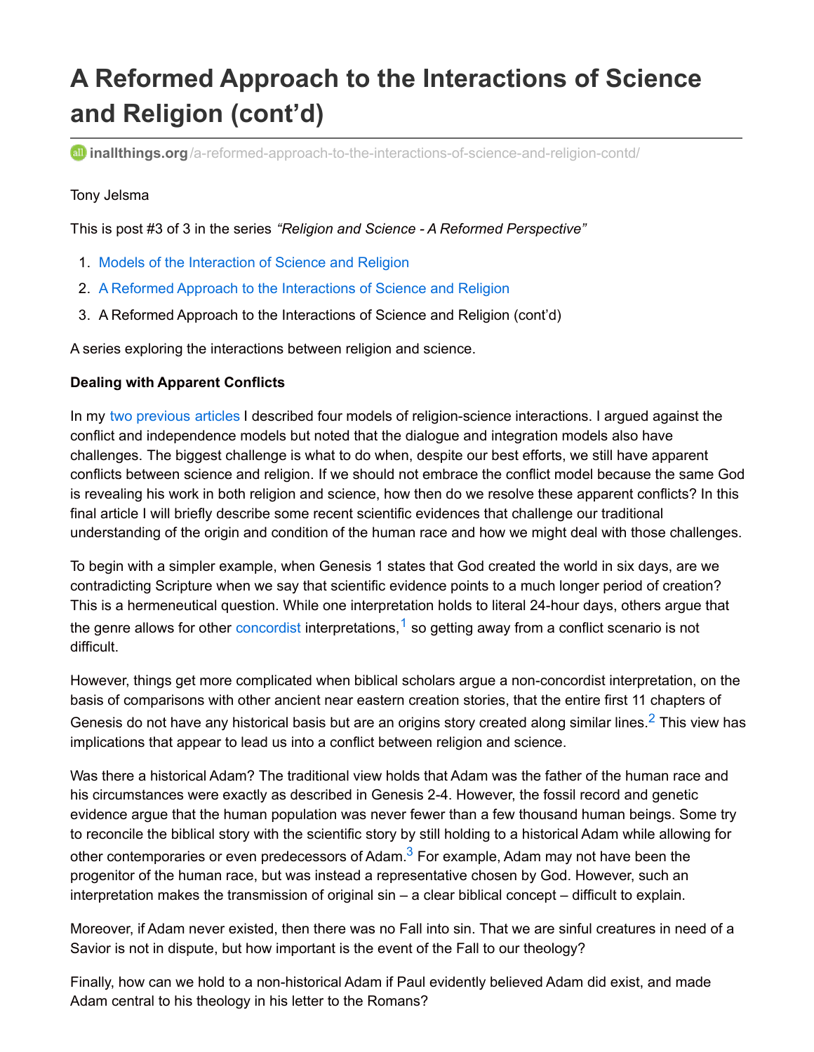# A Reformed Approach to the Interactions of Science and Religion (cont'd)

inallthings.org/a-reformed-approach-to-the-interactions-of-science-and-religion-contd/

Tony Jelsma

This is post #3 of 3 in the series *"Religion and Science - A Reformed Perspective"*

1. Models of the Interaction of Science and Religion
2. A Reformed Approach to the Interactions of Science and Religion
3. A Reformed Approach to the Interactions of Science and Religion (cont'd)

A series exploring the interactions between religion and science.

**Dealing with Apparent Conflicts**

In my two previous articles I described four models of religion-science interactions. I argued against the conflict and independence models but noted that the dialogue and integration models also have challenges. The biggest challenge is what to do when, despite our best efforts, we still have apparent conflicts between science and religion. If we should not embrace the conflict model because the same God is revealing his work in both religion and science, how then do we resolve these apparent conflicts? In this final article I will briefly describe some recent scientific evidences that challenge our traditional understanding of the origin and condition of the human race and how we might deal with those challenges.

To begin with a simpler example, when Genesis 1 states that God created the world in six days, are we contradicting Scripture when we say that scientific evidence points to a much longer period of creation? This is a hermeneutical question. While one interpretation holds to literal 24-hour days, others argue that the genre allows for other concordist interpretations,[1] so getting away from a conflict scenario is not difficult.

However, things get more complicated when biblical scholars argue a non-concordist interpretation, on the basis of comparisons with other ancient near eastern creation stories, that the entire first 11 chapters of Genesis do not have any historical basis but are an origins story created along similar lines.[2] This view has implications that appear to lead us into a conflict between religion and science.

Was there a historical Adam? The traditional view holds that Adam was the father of the human race and his circumstances were exactly as described in Genesis 2-4. However, the fossil record and genetic evidence argue that the human population was never fewer than a few thousand human beings. Some try to reconcile the biblical story with the scientific story by still holding to a historical Adam while allowing for other contemporaries or even predecessors of Adam.[3] For example, Adam may not have been the progenitor of the human race, but was instead a representative chosen by God. However, such an interpretation makes the transmission of original sin – a clear biblical concept – difficult to explain.

Moreover, if Adam never existed, then there was no Fall into sin. That we are sinful creatures in need of a Savior is not in dispute, but how important is the event of the Fall to our theology?

Finally, how can we hold to a non-historical Adam if Paul evidently believed Adam did exist, and made Adam central to his theology in his letter to the Romans?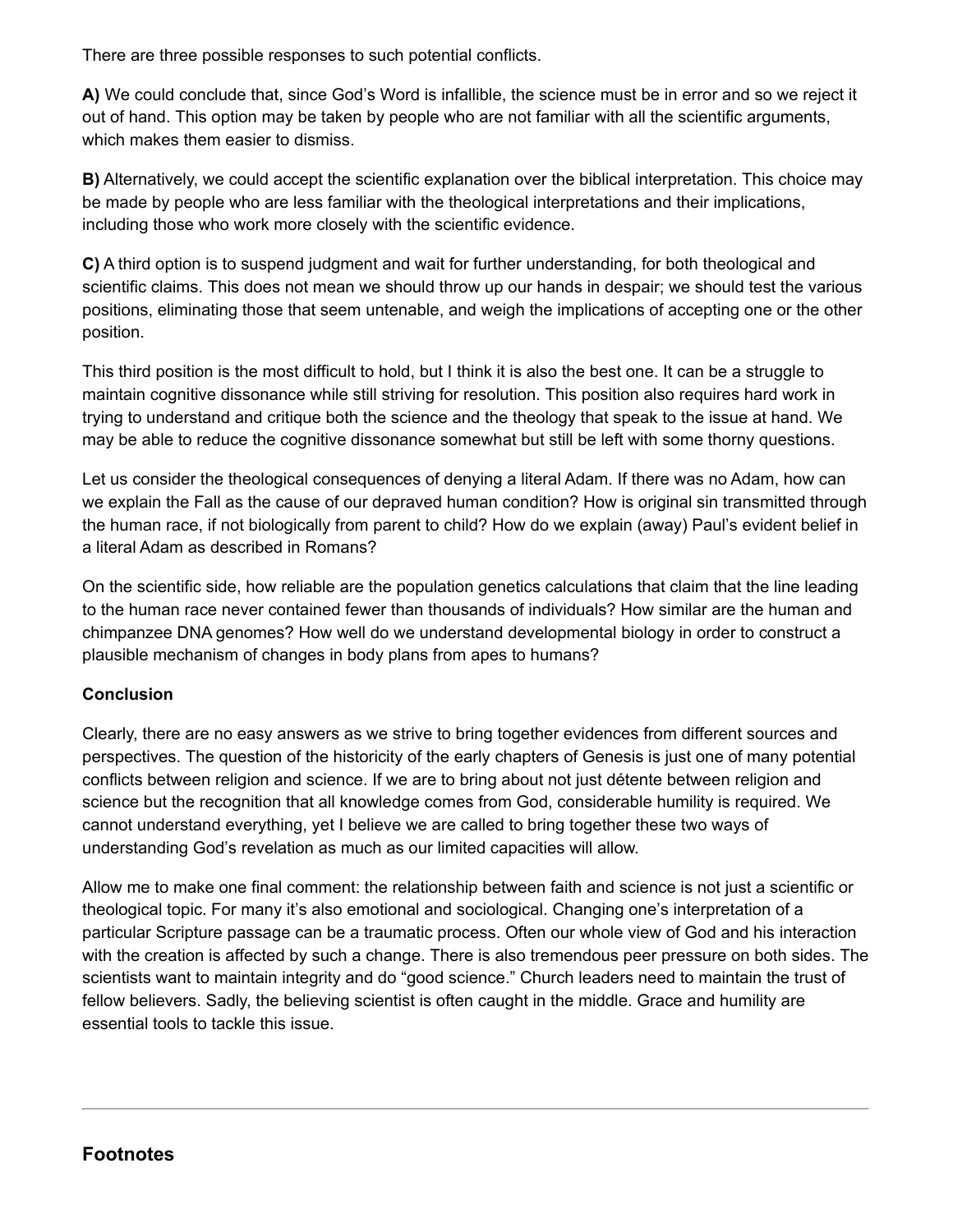There are three possible responses to such potential conflicts.

**A)** We could conclude that, since God's Word is infallible, the science must be in error and so we reject it out of hand. This option may be taken by people who are not familiar with all the scientific arguments, which makes them easier to dismiss.

**B)** Alternatively, we could accept the scientific explanation over the biblical interpretation. This choice may be made by people who are less familiar with the theological interpretations and their implications, including those who work more closely with the scientific evidence.

**C)** A third option is to suspend judgment and wait for further understanding, for both theological and scientific claims. This does not mean we should throw up our hands in despair; we should test the various positions, eliminating those that seem untenable, and weigh the implications of accepting one or the other position.

This third position is the most difficult to hold, but I think it is also the best one. It can be a struggle to maintain cognitive dissonance while still striving for resolution. This position also requires hard work in trying to understand and critique both the science and the theology that speak to the issue at hand. We may be able to reduce the cognitive dissonance somewhat but still be left with some thorny questions.

Let us consider the theological consequences of denying a literal Adam. If there was no Adam, how can we explain the Fall as the cause of our depraved human condition? How is original sin transmitted through the human race, if not biologically from parent to child? How do we explain (away) Paul's evident belief in a literal Adam as described in Romans?

On the scientific side, how reliable are the population genetics calculations that claim that the line leading to the human race never contained fewer than thousands of individuals? How similar are the human and chimpanzee DNA genomes? How well do we understand developmental biology in order to construct a plausible mechanism of changes in body plans from apes to humans?

**Conclusion**

Clearly, there are no easy answers as we strive to bring together evidences from different sources and perspectives. The question of the historicity of the early chapters of Genesis is just one of many potential conflicts between religion and science. If we are to bring about not just détente between religion and science but the recognition that all knowledge comes from God, considerable humility is required. We cannot understand everything, yet I believe we are called to bring together these two ways of understanding God's revelation as much as our limited capacities will allow.

Allow me to make one final comment: the relationship between faith and science is not just a scientific or theological topic. For many it's also emotional and sociological. Changing one's interpretation of a particular Scripture passage can be a traumatic process. Often our whole view of God and his interaction with the creation is affected by such a change. There is also tremendous peer pressure on both sides. The scientists want to maintain integrity and do "good science." Church leaders need to maintain the trust of fellow believers. Sadly, the believing scientist is often caught in the middle. Grace and humility are essential tools to tackle this issue.

---

## Footnotes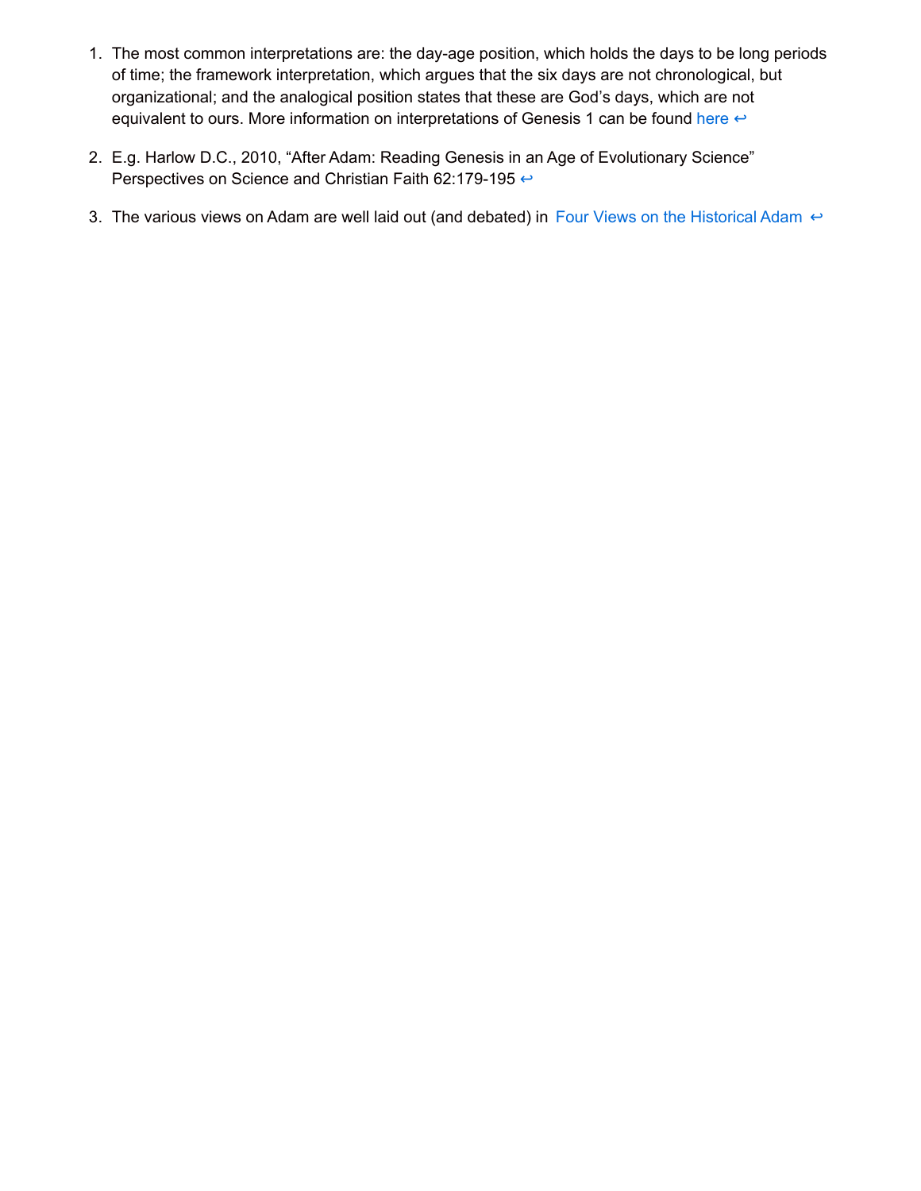1. The most common interpretations are: the day-age position, which holds the days to be long periods of time; the framework interpretation, which argues that the six days are not chronological, but organizational; and the analogical position states that these are God's days, which are not equivalent to ours. More information on interpretations of Genesis 1 can be found here ↩

2. E.g. Harlow D.C., 2010, "After Adam: Reading Genesis in an Age of Evolutionary Science" Perspectives on Science and Christian Faith 62:179-195 ↩

3. The various views on Adam are well laid out (and debated) in Four Views on the Historical Adam ↩